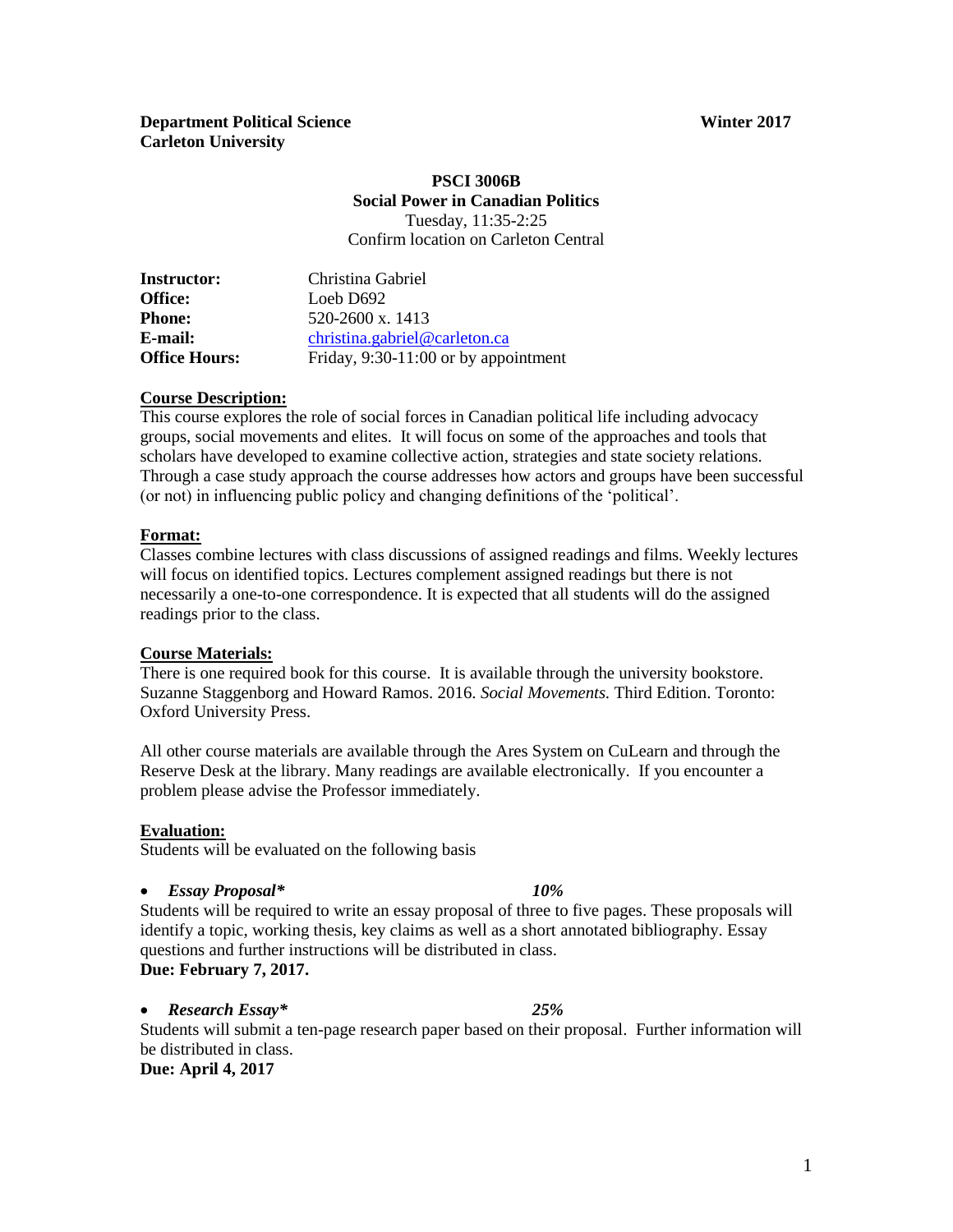**Department Political Science** **Winter 2017**
**Carleton University**

**PSCI 3006B**
**Social Power in Canadian Politics**
Tuesday, 11:35-2:25
Confirm location on Carleton Central

| | |
|---|---|
| **Instructor:** | Christina Gabriel |
| **Office:** | Loeb D692 |
| **Phone:** | 520-2600 x. 1413 |
| **E-mail:** | christina.gabriel@carleton.ca |
| **Office Hours:** | Friday, 9:30-11:00 or by appointment |

## Course Description:

This course explores the role of social forces in Canadian political life including advocacy groups, social movements and elites. It will focus on some of the approaches and tools that scholars have developed to examine collective action, strategies and state society relations. Through a case study approach the course addresses how actors and groups have been successful (or not) in influencing public policy and changing definitions of the 'political'.

## Format:

Classes combine lectures with class discussions of assigned readings and films. Weekly lectures will focus on identified topics. Lectures complement assigned readings but there is not necessarily a one-to-one correspondence. It is expected that all students will do the assigned readings prior to the class.

## Course Materials:

There is one required book for this course. It is available through the university bookstore. Suzanne Staggenborg and Howard Ramos. 2016. *Social Movements.* Third Edition. Toronto: Oxford University Press.

All other course materials are available through the Ares System on CuLearn and through the Reserve Desk at the library. Many readings are available electronically. If you encounter a problem please advise the Professor immediately.

## Evaluation:

Students will be evaluated on the following basis

- ***Essay Proposal**** ***10%***

Students will be required to write an essay proposal of three to five pages. These proposals will identify a topic, working thesis, key claims as well as a short annotated bibliography. Essay questions and further instructions will be distributed in class.
**Due: February 7, 2017.**

- ***Research Essay**** ***25%***

Students will submit a ten-page research paper based on their proposal. Further information will be distributed in class.
**Due: April 4, 2017**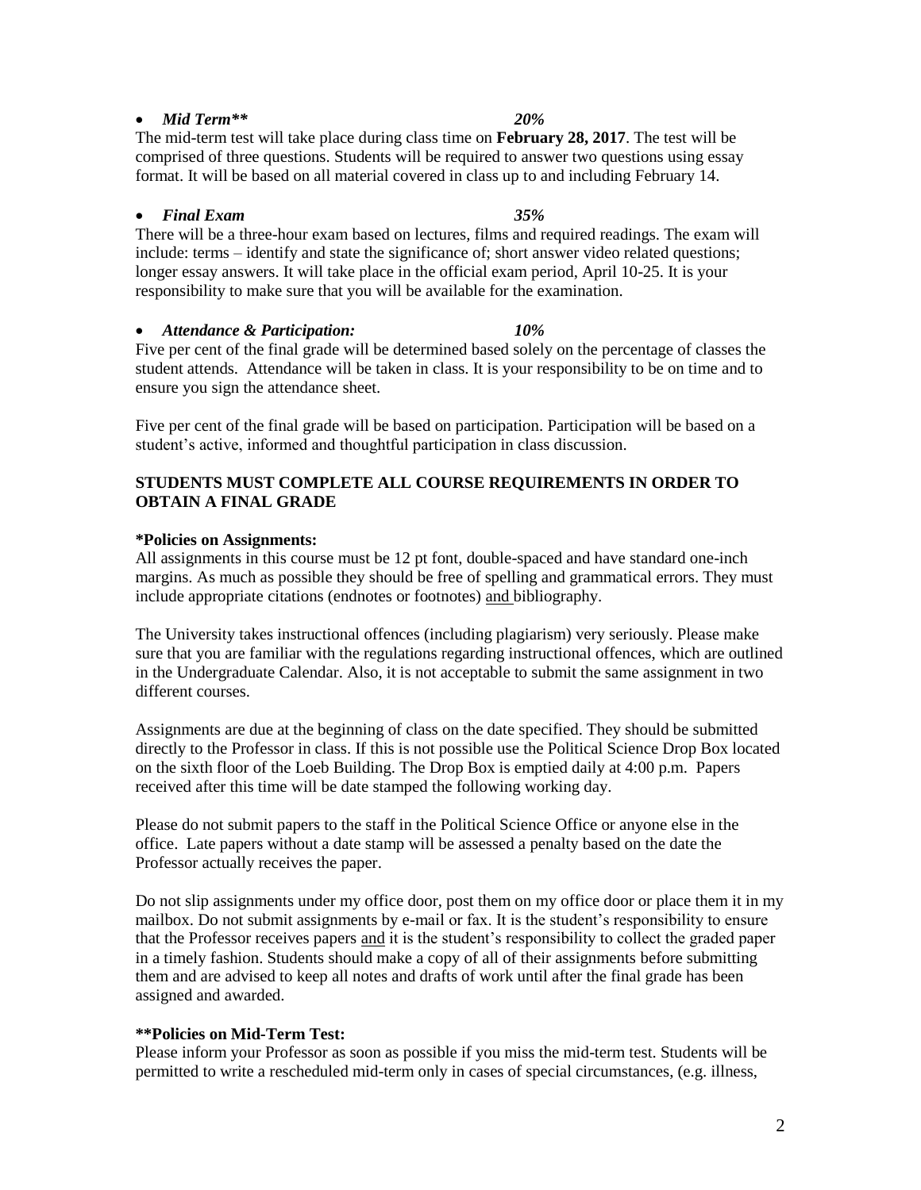- ***Mid Term*** *20%*

The mid-term test will take place during class time on **February 28, 2017**. The test will be comprised of three questions. Students will be required to answer two questions using essay format. It will be based on all material covered in class up to and including February 14.

- ***Final Exam*** *35%*

There will be a three-hour exam based on lectures, films and required readings. The exam will include: terms – identify and state the significance of; short answer video related questions; longer essay answers. It will take place in the official exam period, April 10-25. It is your responsibility to make sure that you will be available for the examination.

- ***Attendance & Participation:*** *10%*

Five per cent of the final grade will be determined based solely on the percentage of classes the student attends. Attendance will be taken in class. It is your responsibility to be on time and to ensure you sign the attendance sheet.

Five per cent of the final grade will be based on participation. Participation will be based on a student's active, informed and thoughtful participation in class discussion.

**STUDENTS MUST COMPLETE ALL COURSE REQUIREMENTS IN ORDER TO OBTAIN A FINAL GRADE**

**\*Policies on Assignments:**

All assignments in this course must be 12 pt font, double-spaced and have standard one-inch margins. As much as possible they should be free of spelling and grammatical errors. They must include appropriate citations (endnotes or footnotes) <u>and</u> bibliography.

The University takes instructional offences (including plagiarism) very seriously. Please make sure that you are familiar with the regulations regarding instructional offences, which are outlined in the Undergraduate Calendar. Also, it is not acceptable to submit the same assignment in two different courses.

Assignments are due at the beginning of class on the date specified. They should be submitted directly to the Professor in class. If this is not possible use the Political Science Drop Box located on the sixth floor of the Loeb Building. The Drop Box is emptied daily at 4:00 p.m. Papers received after this time will be date stamped the following working day.

Please do not submit papers to the staff in the Political Science Office or anyone else in the office. Late papers without a date stamp will be assessed a penalty based on the date the Professor actually receives the paper.

Do not slip assignments under my office door, post them on my office door or place them it in my mailbox. Do not submit assignments by e-mail or fax. It is the student's responsibility to ensure that the Professor receives papers <u>and</u> it is the student's responsibility to collect the graded paper in a timely fashion. Students should make a copy of all of their assignments before submitting them and are advised to keep all notes and drafts of work until after the final grade has been assigned and awarded.

**\*\*Policies on Mid-Term Test:**

Please inform your Professor as soon as possible if you miss the mid-term test. Students will be permitted to write a rescheduled mid-term only in cases of special circumstances, (e.g. illness,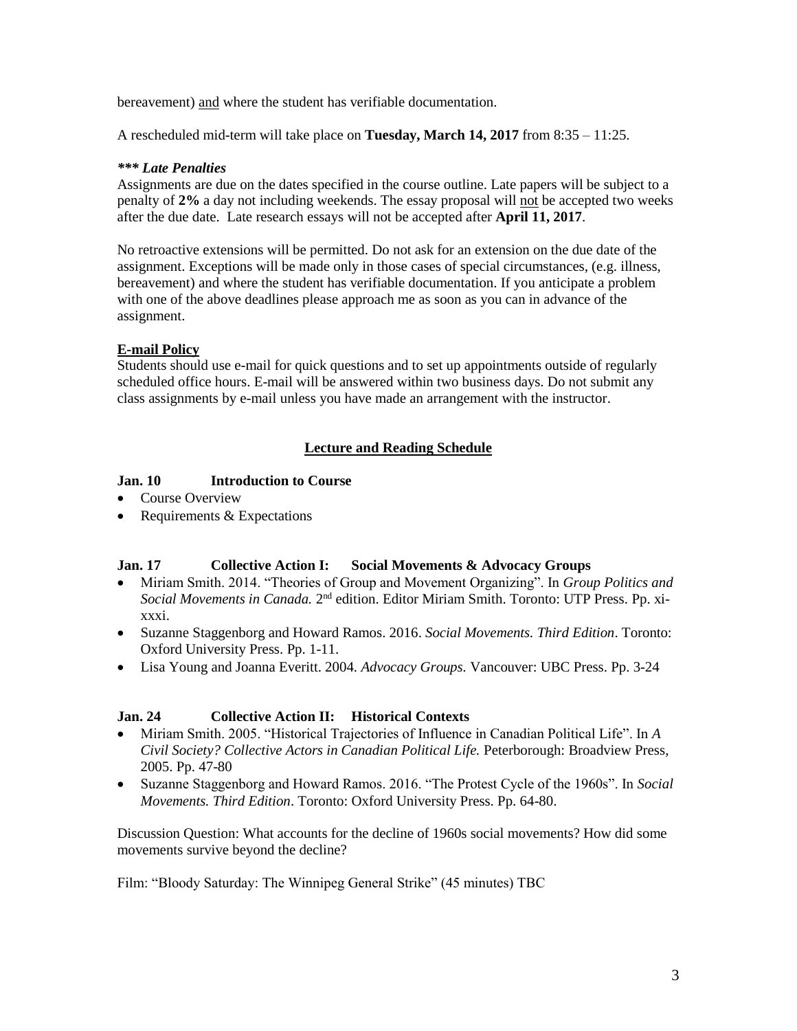bereavement) <u>and</u> where the student has verifiable documentation.

A rescheduled mid-term will take place on **Tuesday, March 14, 2017** from 8:35 – 11:25.

***\*\*\* Late Penalties***

Assignments are due on the dates specified in the course outline. Late papers will be subject to a penalty of **2%** a day not including weekends. The essay proposal will <u>not</u> be accepted two weeks after the due date. Late research essays will not be accepted after **April 11, 2017**.

No retroactive extensions will be permitted. Do not ask for an extension on the due date of the assignment. Exceptions will be made only in those cases of special circumstances, (e.g. illness, bereavement) and where the student has verifiable documentation. If you anticipate a problem with one of the above deadlines please approach me as soon as you can in advance of the assignment.

**<u>E-mail Policy</u>**

Students should use e-mail for quick questions and to set up appointments outside of regularly scheduled office hours. E-mail will be answered within two business days. Do not submit any class assignments by e-mail unless you have made an arrangement with the instructor.

## <u>Lecture and Reading Schedule</u>

**Jan. 10 Introduction to Course**

- Course Overview
- Requirements & Expectations

**Jan. 17 Collective Action I: Social Movements & Advocacy Groups**

- Miriam Smith. 2014. "Theories of Group and Movement Organizing". In *Group Politics and Social Movements in Canada.* 2nd edition. Editor Miriam Smith. Toronto: UTP Press. Pp. xi-xxxi.
- Suzanne Staggenborg and Howard Ramos. 2016. *Social Movements. Third Edition*. Toronto: Oxford University Press. Pp. 1-11.
- Lisa Young and Joanna Everitt. 2004. *Advocacy Groups.* Vancouver: UBC Press. Pp. 3-24

**Jan. 24 Collective Action II: Historical Contexts**

- Miriam Smith. 2005. "Historical Trajectories of Influence in Canadian Political Life". In *A Civil Society? Collective Actors in Canadian Political Life.* Peterborough: Broadview Press, 2005. Pp. 47-80
- Suzanne Staggenborg and Howard Ramos. 2016. "The Protest Cycle of the 1960s". In *Social Movements. Third Edition*. Toronto: Oxford University Press. Pp. 64-80.

Discussion Question: What accounts for the decline of 1960s social movements? How did some movements survive beyond the decline?

Film: "Bloody Saturday: The Winnipeg General Strike" (45 minutes) TBC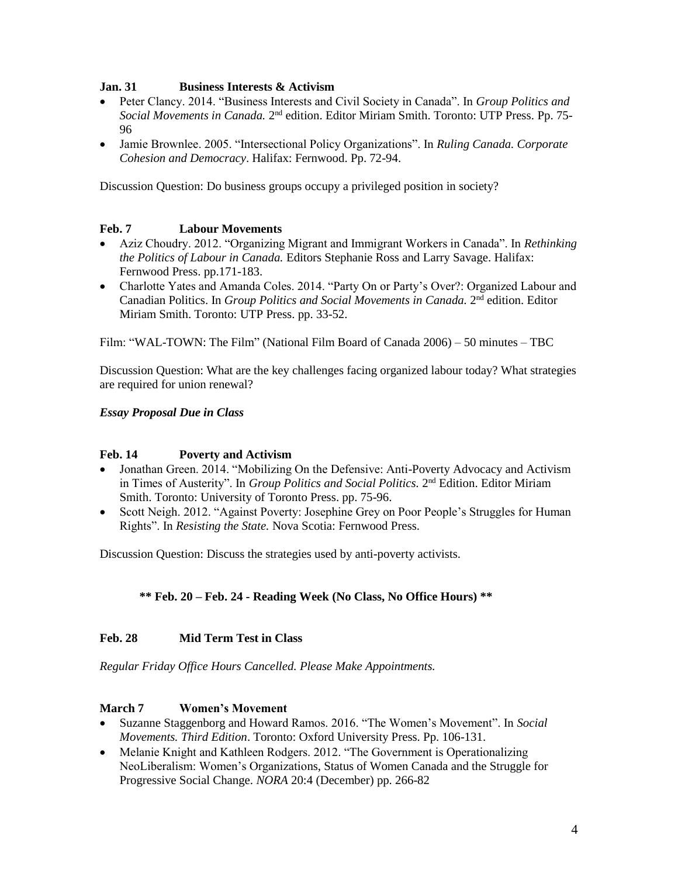**Jan. 31 Business Interests & Activism**

- Peter Clancy. 2014. "Business Interests and Civil Society in Canada". In *Group Politics and Social Movements in Canada.* 2nd edition. Editor Miriam Smith. Toronto: UTP Press. Pp. 75-96
- Jamie Brownlee. 2005. "Intersectional Policy Organizations". In *Ruling Canada. Corporate Cohesion and Democracy*. Halifax: Fernwood. Pp. 72-94.

Discussion Question: Do business groups occupy a privileged position in society?

**Feb. 7 Labour Movements**

- Aziz Choudry. 2012. "Organizing Migrant and Immigrant Workers in Canada". In *Rethinking the Politics of Labour in Canada.* Editors Stephanie Ross and Larry Savage. Halifax: Fernwood Press. pp.171-183.
- Charlotte Yates and Amanda Coles. 2014. "Party On or Party's Over?: Organized Labour and Canadian Politics. In *Group Politics and Social Movements in Canada.* 2nd edition. Editor Miriam Smith. Toronto: UTP Press. pp. 33-52.

Film: "WAL-TOWN: The Film" (National Film Board of Canada 2006) – 50 minutes – TBC

Discussion Question: What are the key challenges facing organized labour today? What strategies are required for union renewal?

***Essay Proposal Due in Class***

**Feb. 14 Poverty and Activism**

- Jonathan Green. 2014. "Mobilizing On the Defensive: Anti-Poverty Advocacy and Activism in Times of Austerity". In *Group Politics and Social Politics.* 2nd Edition. Editor Miriam Smith. Toronto: University of Toronto Press. pp. 75-96.
- Scott Neigh. 2012. "Against Poverty: Josephine Grey on Poor People's Struggles for Human Rights". In *Resisting the State.* Nova Scotia: Fernwood Press.

Discussion Question: Discuss the strategies used by anti-poverty activists.

**** Feb. 20 – Feb. 24 - Reading Week (No Class, No Office Hours) ****

**Feb. 28 Mid Term Test in Class**

*Regular Friday Office Hours Cancelled. Please Make Appointments.*

**March 7 Women's Movement**

- Suzanne Staggenborg and Howard Ramos. 2016. "The Women's Movement". In *Social Movements. Third Edition*. Toronto: Oxford University Press. Pp. 106-131.
- Melanie Knight and Kathleen Rodgers. 2012. "The Government is Operationalizing NeoLiberalism: Women's Organizations, Status of Women Canada and the Struggle for Progressive Social Change. *NORA* 20:4 (December) pp. 266-82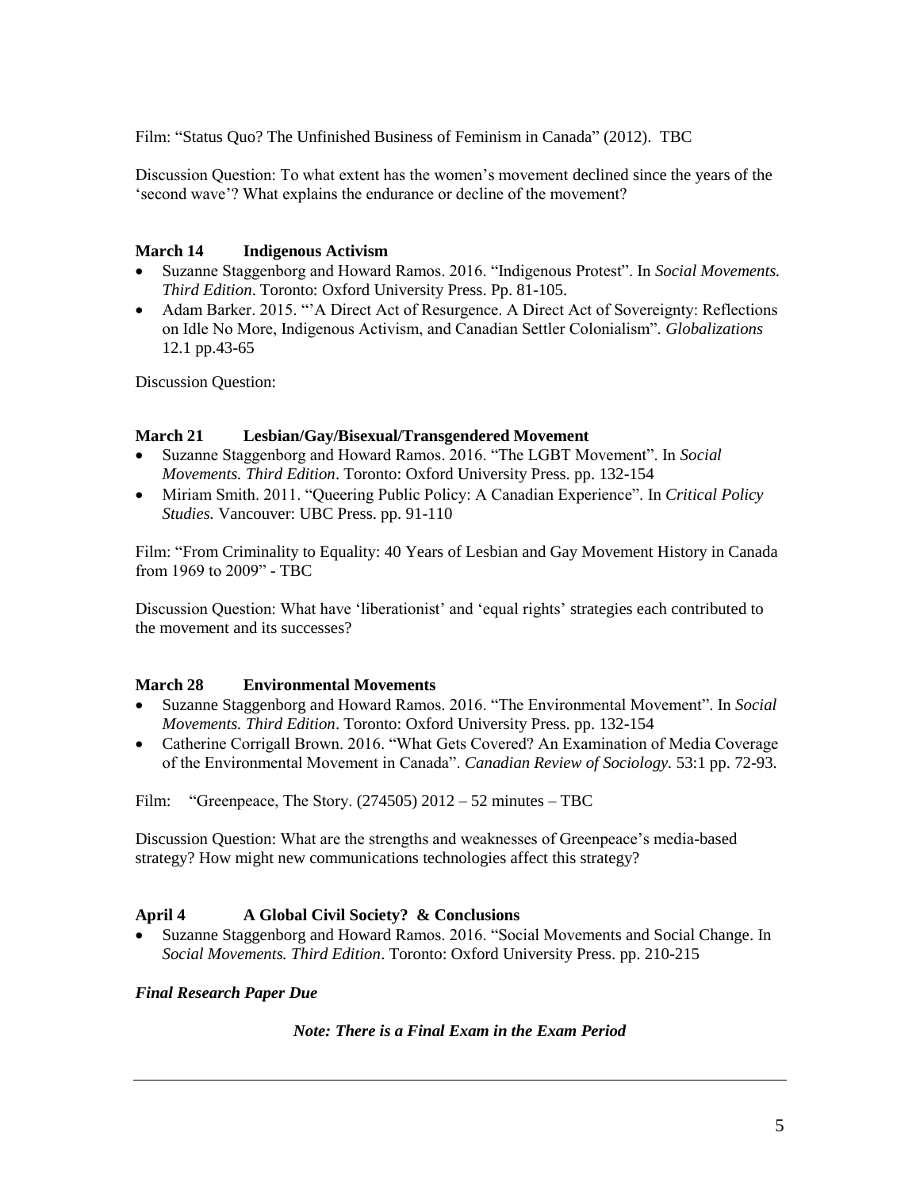Film: "Status Quo? The Unfinished Business of Feminism in Canada" (2012). TBC

Discussion Question: To what extent has the women's movement declined since the years of the 'second wave'? What explains the endurance or decline of the movement?

**March 14 Indigenous Activism**

- Suzanne Staggenborg and Howard Ramos. 2016. "Indigenous Protest". In *Social Movements. Third Edition*. Toronto: Oxford University Press. Pp. 81-105.
- Adam Barker. 2015. "'A Direct Act of Resurgence. A Direct Act of Sovereignty: Reflections on Idle No More, Indigenous Activism, and Canadian Settler Colonialism". *Globalizations* 12.1 pp.43-65

Discussion Question:

**March 21 Lesbian/Gay/Bisexual/Transgendered Movement**

- Suzanne Staggenborg and Howard Ramos. 2016. "The LGBT Movement". In *Social Movements. Third Edition*. Toronto: Oxford University Press. pp. 132-154
- Miriam Smith. 2011. "Queering Public Policy: A Canadian Experience". In *Critical Policy Studies.* Vancouver: UBC Press. pp. 91-110

Film: "From Criminality to Equality: 40 Years of Lesbian and Gay Movement History in Canada from 1969 to 2009" - TBC

Discussion Question: What have 'liberationist' and 'equal rights' strategies each contributed to the movement and its successes?

**March 28 Environmental Movements**

- Suzanne Staggenborg and Howard Ramos. 2016. "The Environmental Movement". In *Social Movements. Third Edition*. Toronto: Oxford University Press. pp. 132-154
- Catherine Corrigall Brown. 2016. "What Gets Covered? An Examination of Media Coverage of the Environmental Movement in Canada". *Canadian Review of Sociology.* 53:1 pp. 72-93.

Film: "Greenpeace, The Story. (274505) 2012 – 52 minutes – TBC

Discussion Question: What are the strengths and weaknesses of Greenpeace's media-based strategy? How might new communications technologies affect this strategy?

**April 4 A Global Civil Society? & Conclusions**

- Suzanne Staggenborg and Howard Ramos. 2016. "Social Movements and Social Change. In *Social Movements. Third Edition*. Toronto: Oxford University Press. pp. 210-215

***Final Research Paper Due***

***Note: There is a Final Exam in the Exam Period***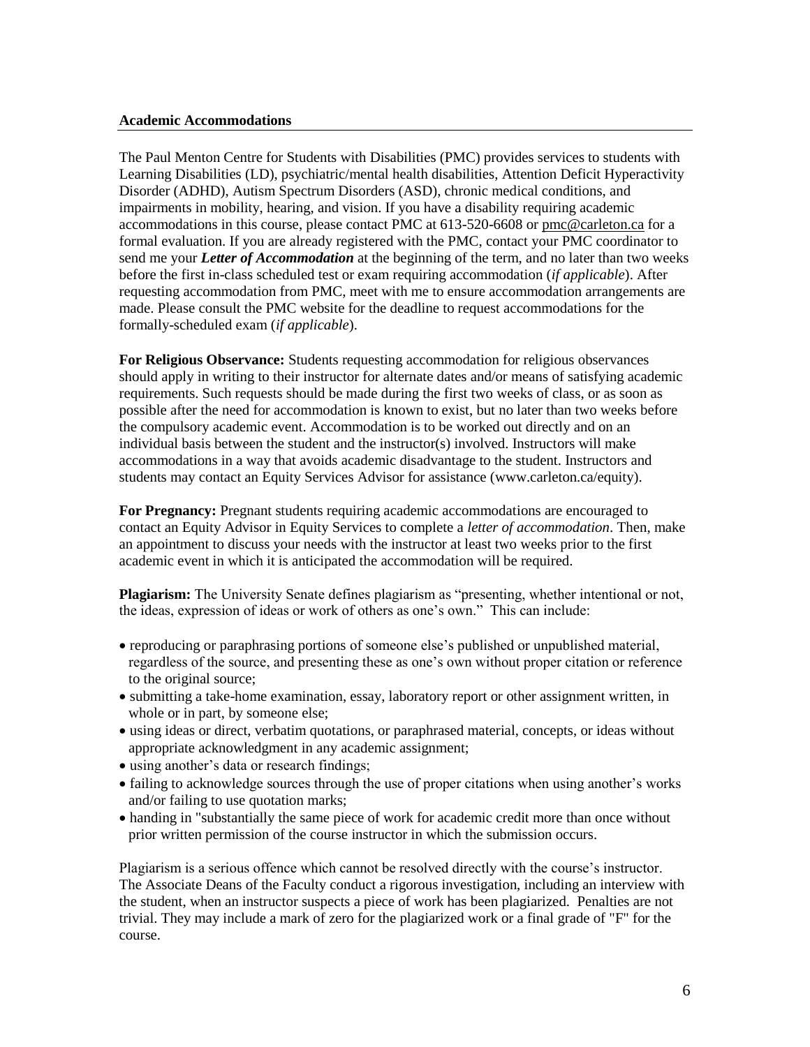### Academic Accommodations

The Paul Menton Centre for Students with Disabilities (PMC) provides services to students with Learning Disabilities (LD), psychiatric/mental health disabilities, Attention Deficit Hyperactivity Disorder (ADHD), Autism Spectrum Disorders (ASD), chronic medical conditions, and impairments in mobility, hearing, and vision. If you have a disability requiring academic accommodations in this course, please contact PMC at 613-520-6608 or pmc@carleton.ca for a formal evaluation. If you are already registered with the PMC, contact your PMC coordinator to send me your ***Letter of Accommodation*** at the beginning of the term, and no later than two weeks before the first in-class scheduled test or exam requiring accommodation (*if applicable*). After requesting accommodation from PMC, meet with me to ensure accommodation arrangements are made. Please consult the PMC website for the deadline to request accommodations for the formally-scheduled exam (*if applicable*).

**For Religious Observance:** Students requesting accommodation for religious observances should apply in writing to their instructor for alternate dates and/or means of satisfying academic requirements. Such requests should be made during the first two weeks of class, or as soon as possible after the need for accommodation is known to exist, but no later than two weeks before the compulsory academic event. Accommodation is to be worked out directly and on an individual basis between the student and the instructor(s) involved. Instructors will make accommodations in a way that avoids academic disadvantage to the student. Instructors and students may contact an Equity Services Advisor for assistance (www.carleton.ca/equity).

**For Pregnancy:** Pregnant students requiring academic accommodations are encouraged to contact an Equity Advisor in Equity Services to complete a *letter of accommodation*. Then, make an appointment to discuss your needs with the instructor at least two weeks prior to the first academic event in which it is anticipated the accommodation will be required.

**Plagiarism:** The University Senate defines plagiarism as "presenting, whether intentional or not, the ideas, expression of ideas or work of others as one's own." This can include:

- reproducing or paraphrasing portions of someone else's published or unpublished material, regardless of the source, and presenting these as one's own without proper citation or reference to the original source;
- submitting a take-home examination, essay, laboratory report or other assignment written, in whole or in part, by someone else;
- using ideas or direct, verbatim quotations, or paraphrased material, concepts, or ideas without appropriate acknowledgment in any academic assignment;
- using another's data or research findings;
- failing to acknowledge sources through the use of proper citations when using another's works and/or failing to use quotation marks;
- handing in "substantially the same piece of work for academic credit more than once without prior written permission of the course instructor in which the submission occurs.

Plagiarism is a serious offence which cannot be resolved directly with the course's instructor. The Associate Deans of the Faculty conduct a rigorous investigation, including an interview with the student, when an instructor suspects a piece of work has been plagiarized. Penalties are not trivial. They may include a mark of zero for the plagiarized work or a final grade of "F" for the course.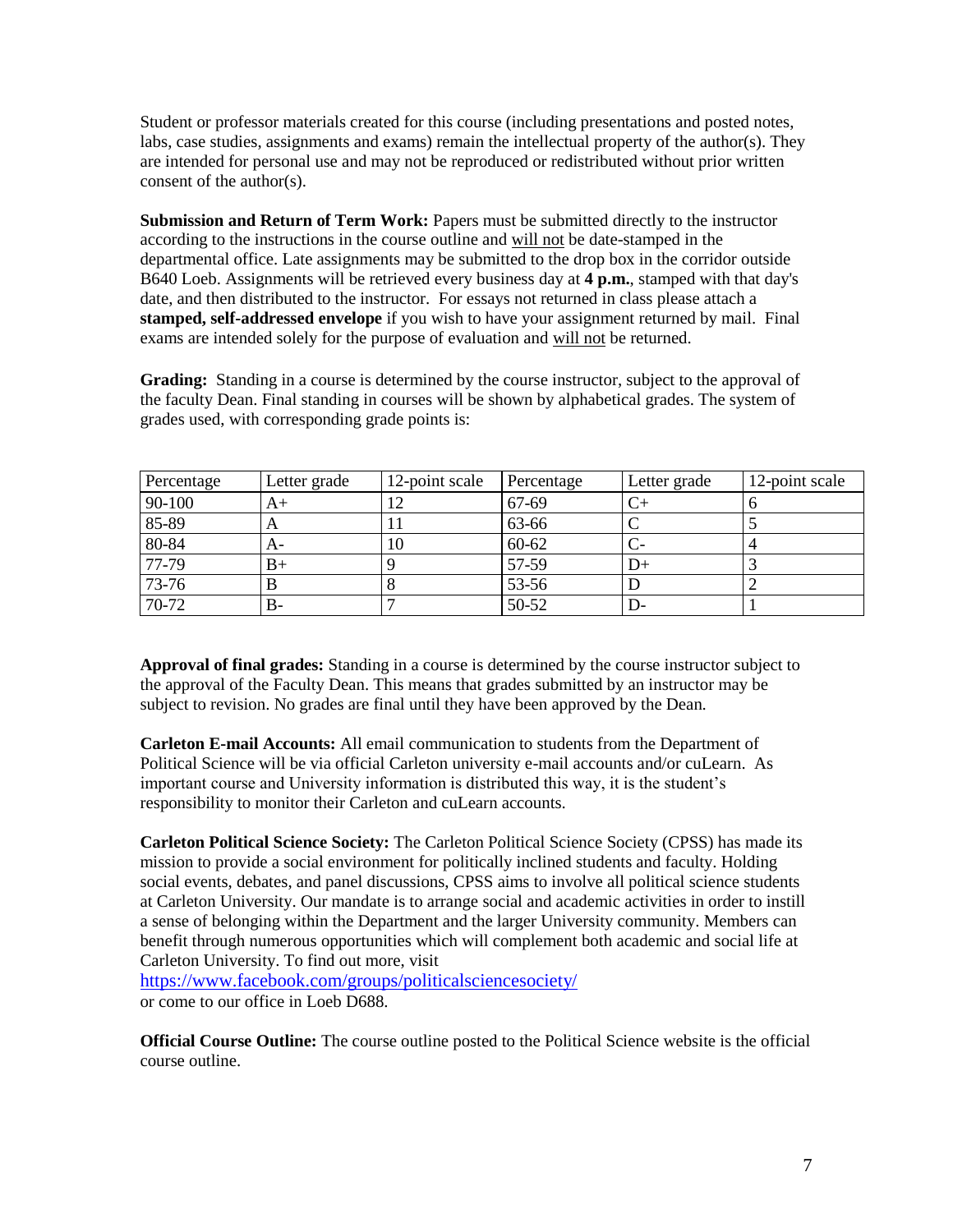Student or professor materials created for this course (including presentations and posted notes, labs, case studies, assignments and exams) remain the intellectual property of the author(s). They are intended for personal use and may not be reproduced or redistributed without prior written consent of the author(s).

**Submission and Return of Term Work:** Papers must be submitted directly to the instructor according to the instructions in the course outline and will not be date-stamped in the departmental office. Late assignments may be submitted to the drop box in the corridor outside B640 Loeb. Assignments will be retrieved every business day at **4 p.m.**, stamped with that day's date, and then distributed to the instructor. For essays not returned in class please attach a **stamped, self-addressed envelope** if you wish to have your assignment returned by mail. Final exams are intended solely for the purpose of evaluation and will not be returned.

**Grading:** Standing in a course is determined by the course instructor, subject to the approval of the faculty Dean. Final standing in courses will be shown by alphabetical grades. The system of grades used, with corresponding grade points is:

| Percentage | Letter grade | 12-point scale | Percentage | Letter grade | 12-point scale |
|---|---|---|---|---|---|
| 90-100 | A+ | 12 | 67-69 | C+ | 6 |
| 85-89 | A | 11 | 63-66 | C | 5 |
| 80-84 | A- | 10 | 60-62 | C- | 4 |
| 77-79 | B+ | 9 | 57-59 | D+ | 3 |
| 73-76 | B | 8 | 53-56 | D | 2 |
| 70-72 | B- | 7 | 50-52 | D- | 1 |

**Approval of final grades:** Standing in a course is determined by the course instructor subject to the approval of the Faculty Dean. This means that grades submitted by an instructor may be subject to revision. No grades are final until they have been approved by the Dean.

**Carleton E-mail Accounts:** All email communication to students from the Department of Political Science will be via official Carleton university e-mail accounts and/or cuLearn. As important course and University information is distributed this way, it is the student's responsibility to monitor their Carleton and cuLearn accounts.

**Carleton Political Science Society:** The Carleton Political Science Society (CPSS) has made its mission to provide a social environment for politically inclined students and faculty. Holding social events, debates, and panel discussions, CPSS aims to involve all political science students at Carleton University. Our mandate is to arrange social and academic activities in order to instill a sense of belonging within the Department and the larger University community. Members can benefit through numerous opportunities which will complement both academic and social life at Carleton University. To find out more, visit https://www.facebook.com/groups/politicalsciencesociety/ or come to our office in Loeb D688.

**Official Course Outline:** The course outline posted to the Political Science website is the official course outline.